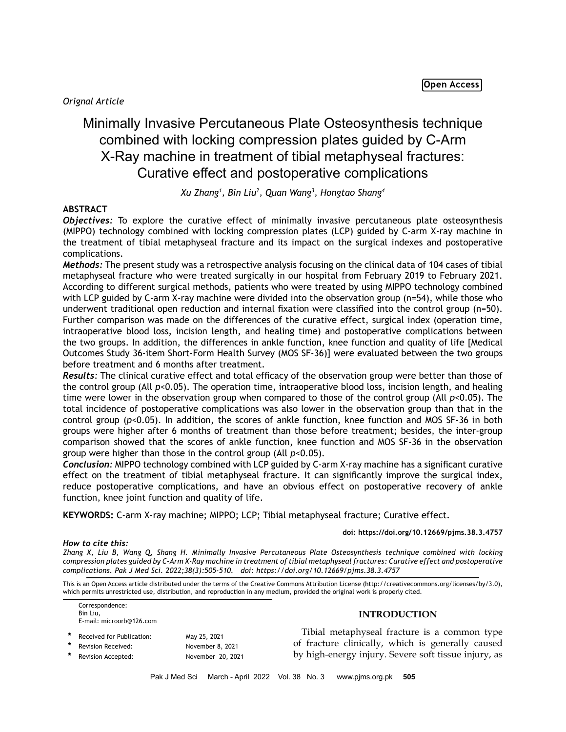Open Access

*Orignal Article*

# Minimally Invasive Percutaneous Plate Osteosynthesis technique combined with locking compression plates guided by C-Arm X-Ray machine in treatment of tibial metaphyseal fractures: Curative effect and postoperative complications

*Xu Zhang[1], Bin Liu[2], Quan Wang[3], Hongtao Shang[4]*

## ABSTRACT

***Objectives:*** To explore the curative effect of minimally invasive percutaneous plate osteosynthesis (MIPPO) technology combined with locking compression plates (LCP) guided by C-arm X-ray machine in the treatment of tibial metaphyseal fracture and its impact on the surgical indexes and postoperative complications.

***Methods:*** The present study was a retrospective analysis focusing on the clinical data of 104 cases of tibial metaphyseal fracture who were treated surgically in our hospital from February 2019 to February 2021. According to different surgical methods, patients who were treated by using MIPPO technology combined with LCP guided by C-arm X-ray machine were divided into the observation group (n=54), while those who underwent traditional open reduction and internal fixation were classified into the control group (n=50). Further comparison was made on the differences of the curative effect, surgical index (operation time, intraoperative blood loss, incision length, and healing time) and postoperative complications between the two groups. In addition, the differences in ankle function, knee function and quality of life [Medical Outcomes Study 36-item Short-Form Health Survey (MOS SF-36)] were evaluated between the two groups before treatment and 6 months after treatment.

***Results:*** The clinical curative effect and total efficacy of the observation group were better than those of the control group (All $p<0.05$). The operation time, intraoperative blood loss, incision length, and healing time were lower in the observation group when compared to those of the control group (All $p<0.05$). The total incidence of postoperative complications was also lower in the observation group than that in the control group ($p<0.05$). In addition, the scores of ankle function, knee function and MOS SF-36 in both groups were higher after 6 months of treatment than those before treatment; besides, the inter-group comparison showed that the scores of ankle function, knee function and MOS SF-36 in the observation group were higher than those in the control group (All $p<0.05$).

***Conclusion:*** MIPPO technology combined with LCP guided by C-arm X-ray machine has a significant curative effect on the treatment of tibial metaphyseal fracture. It can significantly improve the surgical index, reduce postoperative complications, and have an obvious effect on postoperative recovery of ankle function, knee joint function and quality of life.

**KEYWORDS:** C-arm X-ray machine; MIPPO; LCP; Tibial metaphyseal fracture; Curative effect.

**doi: https://doi.org/10.12669/pjms.38.3.4757**

***How to cite this:***
*Zhang X, Liu B, Wang Q, Shang H. Minimally Invasive Percutaneous Plate Osteosynthesis technique combined with locking compression plates guided by C-Arm X-Ray machine in treatment of tibial metaphyseal fractures: Curative effect and postoperative complications. Pak J Med Sci. 2022;38(3):505-510. doi: https://doi.org/10.12669/pjms.38.3.4757*

This is an Open Access article distributed under the terms of the Creative Commons Attribution License (http://creativecommons.org/licenses/by/3.0), which permits unrestricted use, distribution, and reproduction in any medium, provided the original work is properly cited.

Correspondence:
Bin Liu,
E-mail: microorb@126.com

* Received for Publication: May 25, 2021
* Revision Received: November 8, 2021
* Revision Accepted: November 20, 2021

## INTRODUCTION

Tibial metaphyseal fracture is a common type of fracture clinically, which is generally caused by high-energy injury. Severe soft tissue injury, as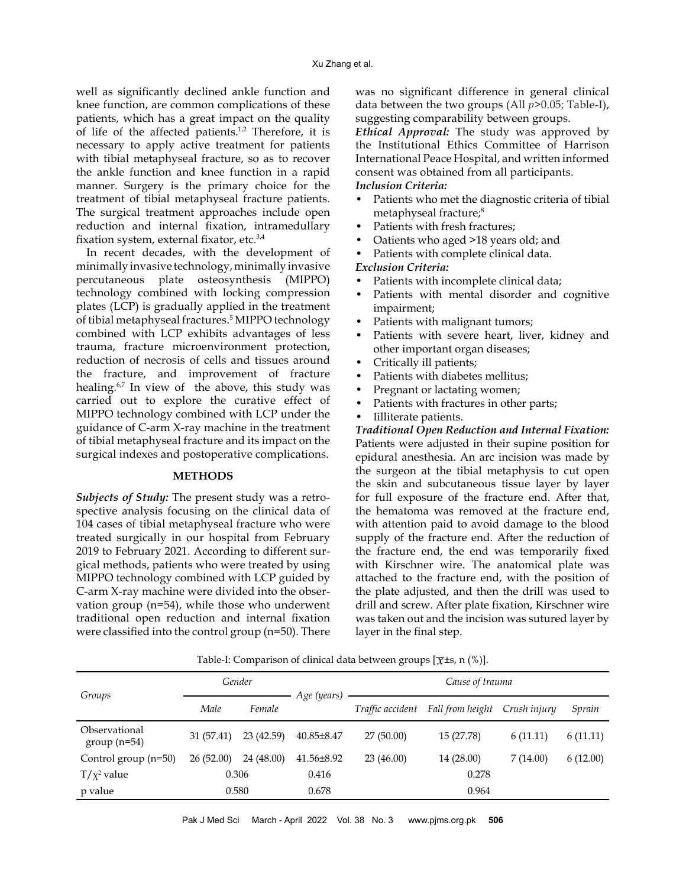well as significantly declined ankle function and knee function, are common complications of these patients, which has a great impact on the quality of life of the affected patients.[1,2] Therefore, it is necessary to apply active treatment for patients with tibial metaphyseal fracture, so as to recover the ankle function and knee function in a rapid manner. Surgery is the primary choice for the treatment of tibial metaphyseal fracture patients. The surgical treatment approaches include open reduction and internal fixation, intramedullary fixation system, external fixator, etc.[3,4]

In recent decades, with the development of minimally invasive technology, minimally invasive percutaneous plate osteosynthesis (MIPPO) technology combined with locking compression plates (LCP) is gradually applied in the treatment of tibial metaphyseal fractures.[5] MIPPO technology combined with LCP exhibits advantages of less trauma, fracture microenvironment protection, reduction of necrosis of cells and tissues around the fracture, and improvement of fracture healing.[6,7] In view of the above, this study was carried out to explore the curative effect of MIPPO technology combined with LCP under the guidance of C-arm X-ray machine in the treatment of tibial metaphyseal fracture and its impact on the surgical indexes and postoperative complications.

## METHODS

***Subjects of Study:*** The present study was a retrospective analysis focusing on the clinical data of 104 cases of tibial metaphyseal fracture who were treated surgically in our hospital from February 2019 to February 2021. According to different surgical methods, patients who were treated by using MIPPO technology combined with LCP guided by C-arm X-ray machine were divided into the observation group (n=54), while those who underwent traditional open reduction and internal fixation were classified into the control group (n=50). There was no significant difference in general clinical data between the two groups (All $p$>0.05; Table-I), suggesting comparability between groups.

***Ethical Approval:*** The study was approved by the Institutional Ethics Committee of Harrison International Peace Hospital, and written informed consent was obtained from all participants.

***Inclusion Criteria:***
- Patients who met the diagnostic criteria of tibial metaphyseal fracture;[8]
- Patients with fresh fractures;
- Oatients who aged >18 years old; and
- Patients with complete clinical data.

***Exclusion Criteria:***
- Patients with incomplete clinical data;
- Patients with mental disorder and cognitive impairment;
- Patients with malignant tumors;
- Patients with severe heart, liver, kidney and other important organ diseases;
- Critically ill patients;
- Patients with diabetes mellitus;
- Pregnant or lactating women;
- Patients with fractures in other parts;
- Iilliterate patients.

***Traditional Open Reduction and Internal Fixation:*** Patients were adjusted in their supine position for epidural anesthesia. An arc incision was made by the surgeon at the tibial metaphysis to cut open the skin and subcutaneous tissue layer by layer for full exposure of the fracture end. After that, the hematoma was removed at the fracture end, with attention paid to avoid damage to the blood supply of the fracture end. After the reduction of the fracture end, the end was temporarily fixed with Kirschner wire. The anatomical plate was attached to the fracture end, with the position of the plate adjusted, and then the drill was used to drill and screw. After plate fixation, Kirschner wire was taken out and the incision was sutured layer by layer in the final step.

Table-I: Comparison of clinical data between groups [$\overline{x}$±s, n (%)].

| Groups | Gender | | Age (years) | Cause of trauma | | | |
|---|---|---|---|---|---|---|---|
| | Male | Female | | Traffic accident | Fall from height | Crush injury | Sprain |
| Observational group (n=54) | 31 (57.41) | 23 (42.59) | 40.85±8.47 | 27 (50.00) | 15 (27.78) | 6 (11.11) | 6 (11.11) |
| Control group (n=50) | 26 (52.00) | 24 (48.00) | 41.56±8.92 | 23 (46.00) | 14 (28.00) | 7 (14.00) | 6 (12.00) |
| T/$\chi^2$ value | 0.306 | | 0.416 | 0.278 | | | |
| p value | 0.580 | | 0.678 | 0.964 | | | |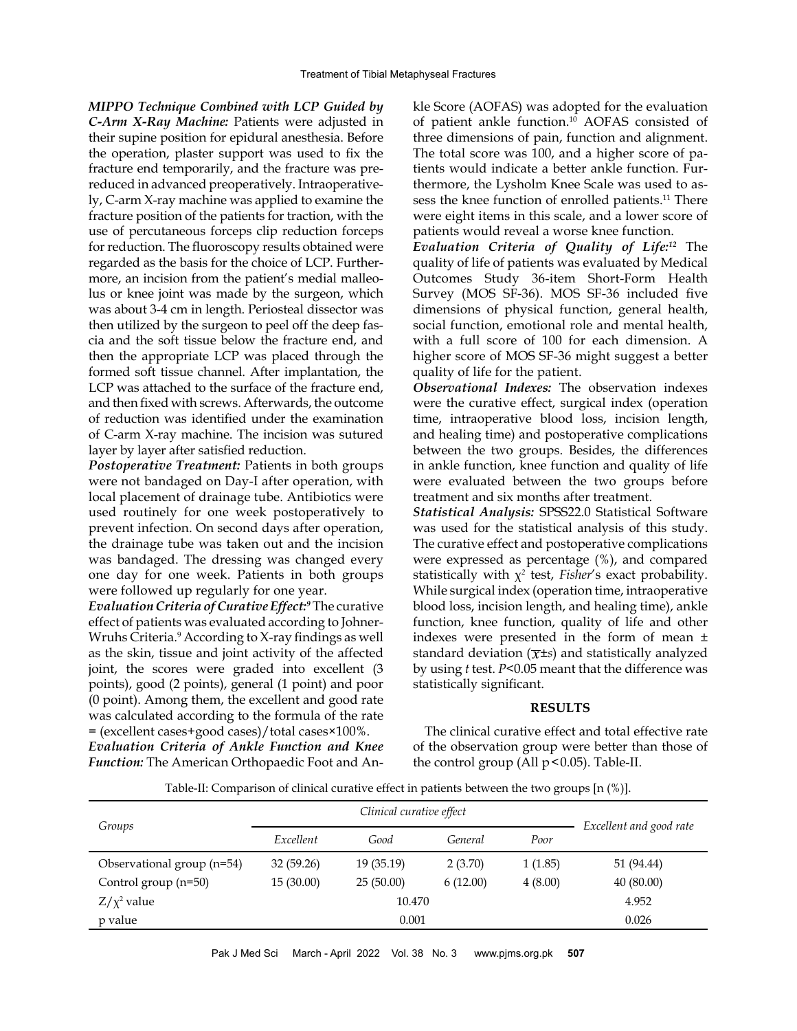***MIPPO Technique Combined with LCP Guided by C-Arm X-Ray Machine:*** Patients were adjusted in their supine position for epidural anesthesia. Before the operation, plaster support was used to fix the fracture end temporarily, and the fracture was pre-reduced in advanced preoperatively. Intraoperatively, C-arm X-ray machine was applied to examine the fracture position of the patients for traction, with the use of percutaneous forceps clip reduction forceps for reduction. The fluoroscopy results obtained were regarded as the basis for the choice of LCP. Furthermore, an incision from the patient's medial malleolus or knee joint was made by the surgeon, which was about 3-4 cm in length. Periosteal dissector was then utilized by the surgeon to peel off the deep fascia and the soft tissue below the fracture end, and then the appropriate LCP was placed through the formed soft tissue channel. After implantation, the LCP was attached to the surface of the fracture end, and then fixed with screws. Afterwards, the outcome of reduction was identified under the examination of C-arm X-ray machine. The incision was sutured layer by layer after satisfied reduction.

***Postoperative Treatment:*** Patients in both groups were not bandaged on Day-I after operation, with local placement of drainage tube. Antibiotics were used routinely for one week postoperatively to prevent infection. On second days after operation, the drainage tube was taken out and the incision was bandaged. The dressing was changed every one day for one week. Patients in both groups were followed up regularly for one year.

***Evaluation Criteria of Curative Effect:***[9] The curative effect of patients was evaluated according to Johner-Wruhs Criteria.[9] According to X-ray findings as well as the skin, tissue and joint activity of the affected joint, the scores were graded into excellent (3 points), good (2 points), general (1 point) and poor (0 point). Among them, the excellent and good rate was calculated according to the formula of the rate = (excellent cases+good cases)/total cases×100%.

***Evaluation Criteria of Ankle Function and Knee Function:*** The American Orthopaedic Foot and Ankle Score (AOFAS) was adopted for the evaluation of patient ankle function.[10] AOFAS consisted of three dimensions of pain, function and alignment. The total score was 100, and a higher score of patients would indicate a better ankle function. Furthermore, the Lysholm Knee Scale was used to assess the knee function of enrolled patients.[11] There were eight items in this scale, and a lower score of patients would reveal a worse knee function.

***Evaluation Criteria of Quality of Life:***[12] The quality of life of patients was evaluated by Medical Outcomes Study 36-item Short-Form Health Survey (MOS SF-36). MOS SF-36 included five dimensions of physical function, general health, social function, emotional role and mental health, with a full score of 100 for each dimension. A higher score of MOS SF-36 might suggest a better quality of life for the patient.

***Observational Indexes:*** The observation indexes were the curative effect, surgical index (operation time, intraoperative blood loss, incision length, and healing time) and postoperative complications between the two groups. Besides, the differences in ankle function, knee function and quality of life were evaluated between the two groups before treatment and six months after treatment.

***Statistical Analysis:*** SPSS22.0 Statistical Software was used for the statistical analysis of this study. The curative effect and postoperative complications were expressed as percentage (%), and compared statistically with $\chi^2$ test, *Fisher*'s exact probability. While surgical index (operation time, intraoperative blood loss, incision length, and healing time), ankle function, knee function, quality of life and other indexes were presented in the form of mean ± standard deviation ($\overline{x}\pm s$) and statistically analyzed by using *t* test. $P<0.05$ meant that the difference was statistically significant.

## RESULTS

The clinical curative effect and total effective rate of the observation group were better than those of the control group (All $p<0.05$). Table-II.

Table-II: Comparison of clinical curative effect in patients between the two groups [n (%)].

| Groups | *Clinical curative effect* | | | | *Excellent and good rate* |
|---|---|---|---|---|---|
| | *Excellent* | *Good* | *General* | *Poor* | |
| Observational group (n=54) | 32 (59.26) | 19 (35.19) | 2 (3.70) | 1 (1.85) | 51 (94.44) |
| Control group (n=50) | 15 (30.00) | 25 (50.00) | 6 (12.00) | 4 (8.00) | 40 (80.00) |
| $Z/\chi^2$ value | 10.470 | | | | 4.952 |
| p value | 0.001 | | | | 0.026 |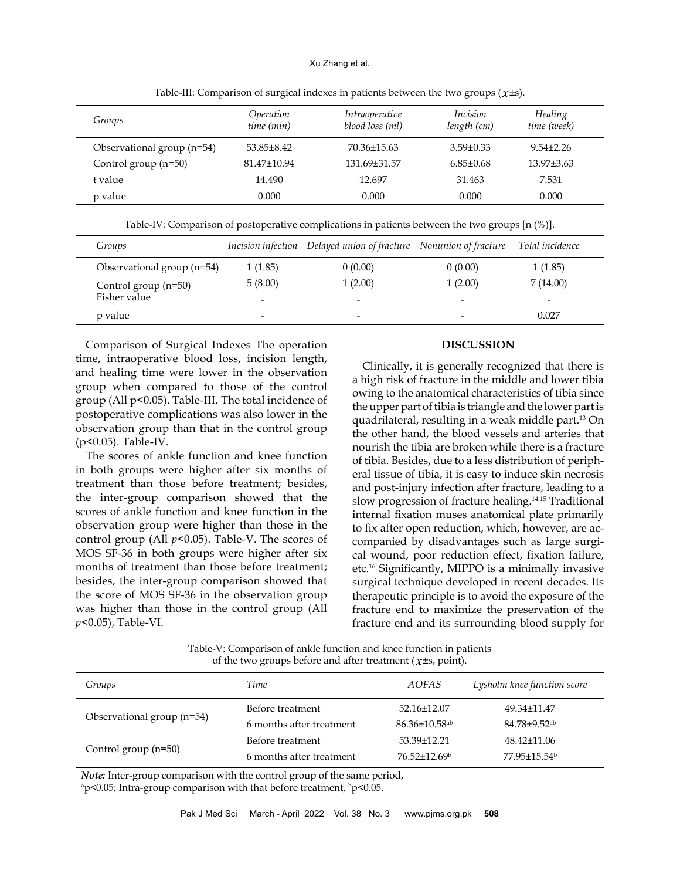Table-III: Comparison of surgical indexes in patients between the two groups ($\overline{x}$±s).

| Groups | Operation time (min) | Intraoperative blood loss (ml) | Incision length (cm) | Healing time (week) |
|---|---|---|---|---|
| Observational group (n=54) | 53.85±8.42 | 70.36±15.63 | 3.59±0.33 | 9.54±2.26 |
| Control group (n=50) | 81.47±10.94 | 131.69±31.57 | 6.85±0.68 | 13.97±3.63 |
| t value | 14.490 | 12.697 | 31.463 | 7.531 |
| p value | 0.000 | 0.000 | 0.000 | 0.000 |

Table-IV: Comparison of postoperative complications in patients between the two groups [n (%)].

| Groups | Incision infection | Delayed union of fracture | Nonunion of fracture | Total incidence |
|---|---|---|---|---|
| Observational group (n=54) | 1 (1.85) | 0 (0.00) | 0 (0.00) | 1 (1.85) |
| Control group (n=50) | 5 (8.00) | 1 (2.00) | 1 (2.00) | 7 (14.00) |
| Fisher value | - | - | - | - |
| p value | - | - | - | 0.027 |

Comparison of Surgical Indexes The operation time, intraoperative blood loss, incision length, and healing time were lower in the observation group when compared to those of the control group (All p<0.05). Table-III. The total incidence of postoperative complications was also lower in the observation group than that in the control group (p<0.05). Table-IV.

The scores of ankle function and knee function in both groups were higher after six months of treatment than those before treatment; besides, the inter-group comparison showed that the scores of ankle function and knee function in the observation group were higher than those in the control group (All *p*<0.05). Table-V. The scores of MOS SF-36 in both groups were higher after six months of treatment than those before treatment; besides, the inter-group comparison showed that the score of MOS SF-36 in the observation group was higher than those in the control group (All *p*<0.05), Table-VI.

## DISCUSSION

Clinically, it is generally recognized that there is a high risk of fracture in the middle and lower tibia owing to the anatomical characteristics of tibia since the upper part of tibia is triangle and the lower part is quadrilateral, resulting in a weak middle part.[13] On the other hand, the blood vessels and arteries that nourish the tibia are broken while there is a fracture of tibia. Besides, due to a less distribution of peripheral tissue of tibia, it is easy to induce skin necrosis and post-injury infection after fracture, leading to a slow progression of fracture healing.[14,15] Traditional internal fixation muses anatomical plate primarily to fix after open reduction, which, however, are accompanied by disadvantages such as large surgical wound, poor reduction effect, fixation failure, etc.[16] Significantly, MIPPO is a minimally invasive surgical technique developed in recent decades. Its therapeutic principle is to avoid the exposure of the fracture end to maximize the preservation of the fracture end and its surrounding blood supply for

Table-V: Comparison of ankle function and knee function in patients of the two groups before and after treatment ($\overline{x}$±s, point).

| Groups | Time | AOFAS | Lysholm knee function score |
|---|---|---|---|
| Observational group (n=54) | Before treatment | 52.16±12.07 | 49.34±11.47 |
| | 6 months after treatment | 86.36±10.58[ab] | 84.78±9.52[ab] |
| Control group (n=50) | Before treatment | 53.39±12.21 | 48.42±11.06 |
| | 6 months after treatment | 76.52±12.69[b] | 77.95±15.54[b] |

***Note:*** Inter-group comparison with the control group of the same period, [a]p<0.05; Intra-group comparison with that before treatment, [b]p<0.05.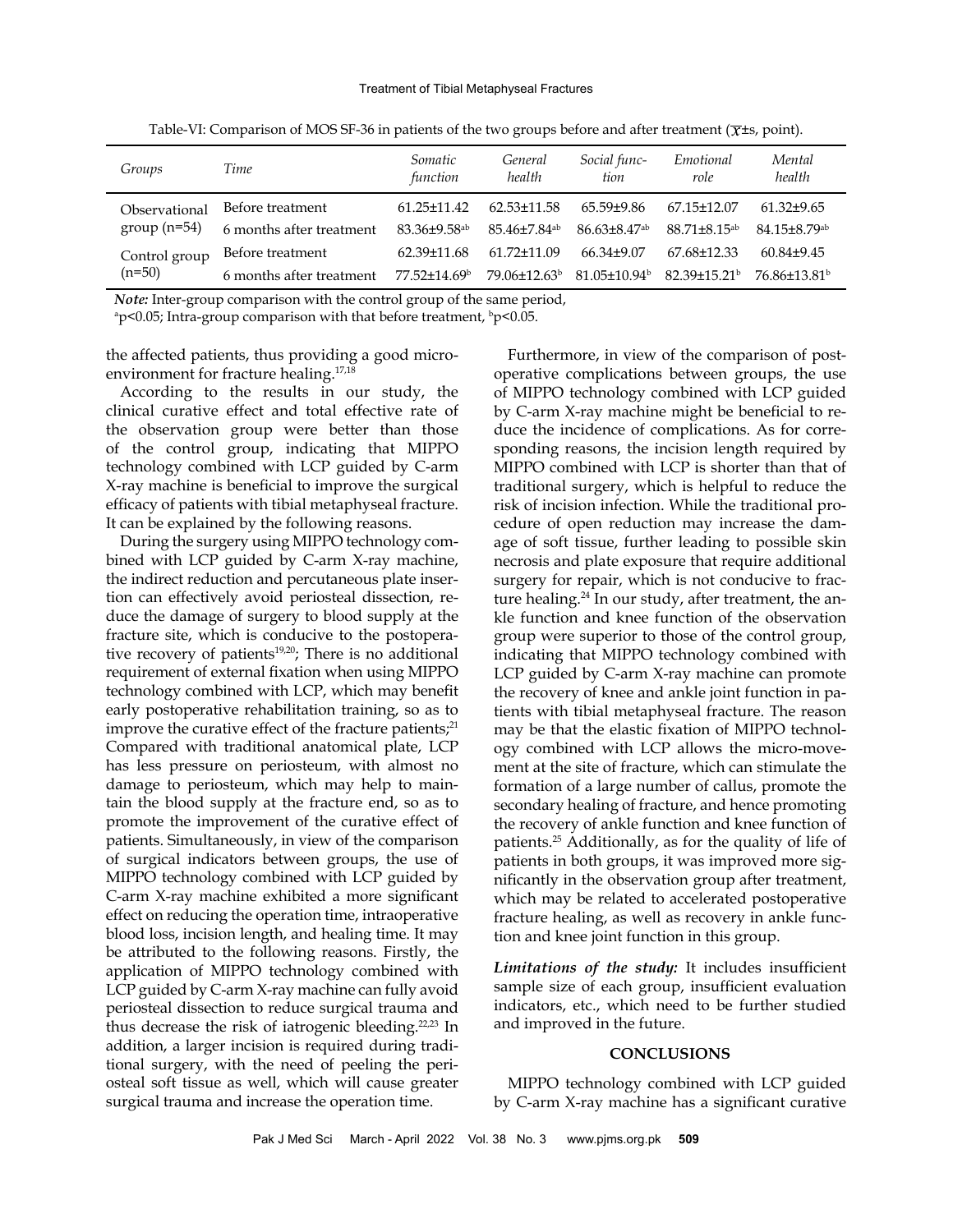Table-VI: Comparison of MOS SF-36 in patients of the two groups before and after treatment ($\overline{x}$±s, point).

| *Groups* | *Time* | *Somatic function* | *General health* | *Social function* | *Emotional role* | *Mental health* |
|---|---|---|---|---|---|---|
| Observational group (n=54) | Before treatment | 61.25±11.42 | 62.53±11.58 | 65.59±9.86 | 67.15±12.07 | 61.32±9.65 |
| | 6 months after treatment | 83.36±9.58[ab] | 85.46±7.84[ab] | 86.63±8.47[ab] | 88.71±8.15[ab] | 84.15±8.79[ab] |
| Control group (n=50) | Before treatment | 62.39±11.68 | 61.72±11.09 | 66.34±9.07 | 67.68±12.33 | 60.84±9.45 |
| | 6 months after treatment | 77.52±14.69[b] | 79.06±12.63[b] | 81.05±10.94[b] | 82.39±15.21[b] | 76.86±13.81[b] |

***Note:*** Inter-group comparison with the control group of the same period, [a]$p<0.05$; Intra-group comparison with that before treatment, [b]$p<0.05$.

the affected patients, thus providing a good micro-environment for fracture healing.[17,18]

According to the results in our study, the clinical curative effect and total effective rate of the observation group were better than those of the control group, indicating that MIPPO technology combined with LCP guided by C-arm X-ray machine is beneficial to improve the surgical efficacy of patients with tibial metaphyseal fracture. It can be explained by the following reasons.

During the surgery using MIPPO technology combined with LCP guided by C-arm X-ray machine, the indirect reduction and percutaneous plate insertion can effectively avoid periosteal dissection, reduce the damage of surgery to blood supply at the fracture site, which is conducive to the postoperative recovery of patients[19,20]; There is no additional requirement of external fixation when using MIPPO technology combined with LCP, which may benefit early postoperative rehabilitation training, so as to improve the curative effect of the fracture patients;[21] Compared with traditional anatomical plate, LCP has less pressure on periosteum, with almost no damage to periosteum, which may help to maintain the blood supply at the fracture end, so as to promote the improvement of the curative effect of patients. Simultaneously, in view of the comparison of surgical indicators between groups, the use of MIPPO technology combined with LCP guided by C-arm X-ray machine exhibited a more significant effect on reducing the operation time, intraoperative blood loss, incision length, and healing time. It may be attributed to the following reasons. Firstly, the application of MIPPO technology combined with LCP guided by C-arm X-ray machine can fully avoid periosteal dissection to reduce surgical trauma and thus decrease the risk of iatrogenic bleeding.[22,23] In addition, a larger incision is required during traditional surgery, with the need of peeling the periosteal soft tissue as well, which will cause greater surgical trauma and increase the operation time.

Furthermore, in view of the comparison of postoperative complications between groups, the use of MIPPO technology combined with LCP guided by C-arm X-ray machine might be beneficial to reduce the incidence of complications. As for corresponding reasons, the incision length required by MIPPO combined with LCP is shorter than that of traditional surgery, which is helpful to reduce the risk of incision infection. While the traditional procedure of open reduction may increase the damage of soft tissue, further leading to possible skin necrosis and plate exposure that require additional surgery for repair, which is not conducive to fracture healing.[24] In our study, after treatment, the ankle function and knee function of the observation group were superior to those of the control group, indicating that MIPPO technology combined with LCP guided by C-arm X-ray machine can promote the recovery of knee and ankle joint function in patients with tibial metaphyseal fracture. The reason may be that the elastic fixation of MIPPO technology combined with LCP allows the micro-movement at the site of fracture, which can stimulate the formation of a large number of callus, promote the secondary healing of fracture, and hence promoting the recovery of ankle function and knee function of patients.[25] Additionally, as for the quality of life of patients in both groups, it was improved more significantly in the observation group after treatment, which may be related to accelerated postoperative fracture healing, as well as recovery in ankle function and knee joint function in this group.

***Limitations of the study:*** It includes insufficient sample size of each group, insufficient evaluation indicators, etc., which need to be further studied and improved in the future.

## CONCLUSIONS

MIPPO technology combined with LCP guided by C-arm X-ray machine has a significant curative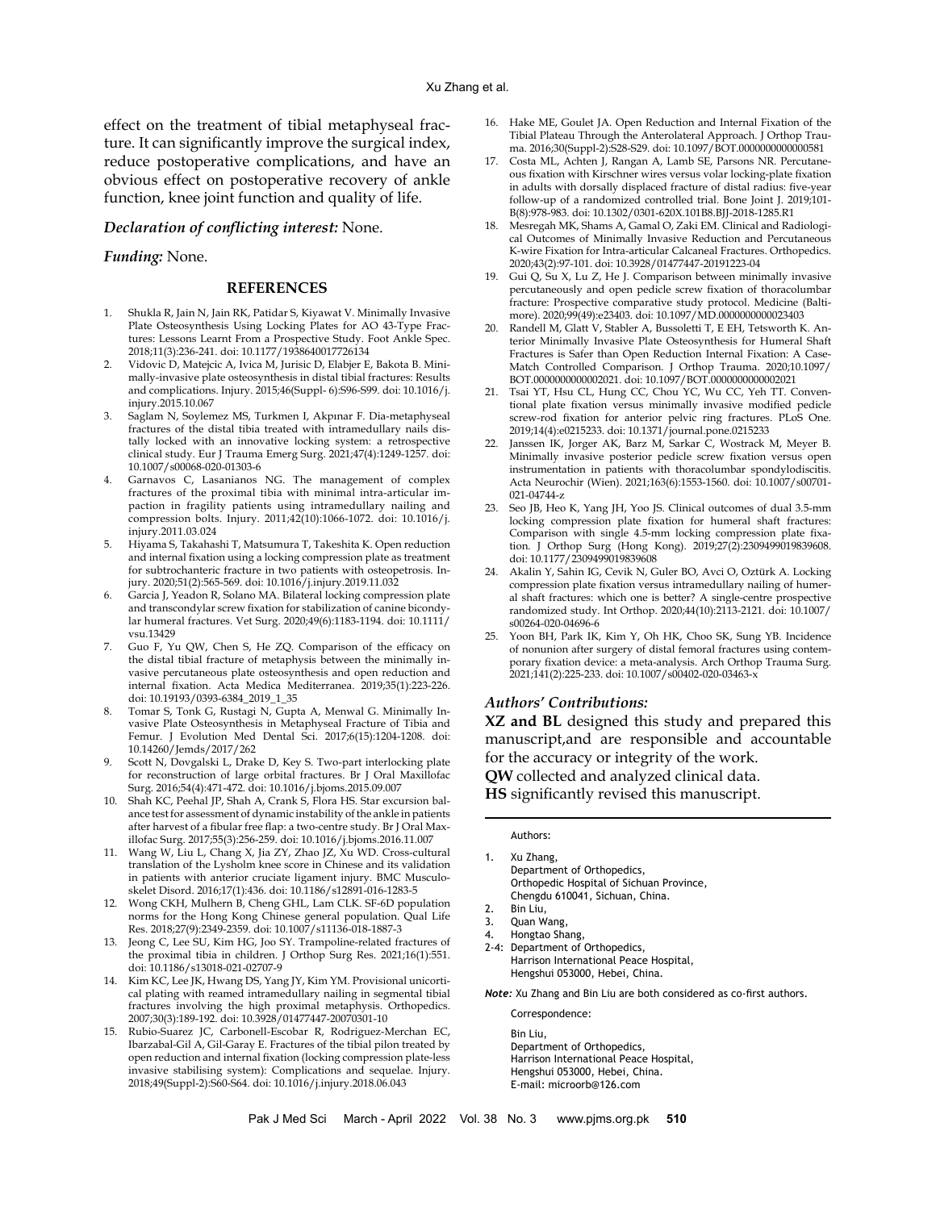effect on the treatment of tibial metaphyseal fracture. It can significantly improve the surgical index, reduce postoperative complications, and have an obvious effect on postoperative recovery of ankle function, knee joint function and quality of life.

***Declaration of conflicting interest:*** None.

***Funding:*** None.

## REFERENCES

1. Shukla R, Jain N, Jain RK, Patidar S, Kiyawat V. Minimally Invasive Plate Osteosynthesis Using Locking Plates for AO 43-Type Fractures: Lessons Learnt From a Prospective Study. Foot Ankle Spec. 2018;11(3):236-241. doi: 10.1177/1938640017726134
2. Vidovic D, Matejcic A, Ivica M, Jurisic D, Elabjer E, Bakota B. Minimally-invasive plate osteosynthesis in distal tibial fractures: Results and complications. Injury. 2015;46(Suppl- 6):S96-S99. doi: 10.1016/j.injury.2015.10.067
3. Saglam N, Soylemez MS, Turkmen I, Akpınar F. Dia-metaphyseal fractures of the distal tibia treated with intramedullary nails distally locked with an innovative locking system: a retrospective clinical study. Eur J Trauma Emerg Surg. 2021;47(4):1249-1257. doi: 10.1007/s00068-020-01303-6
4. Garnavos C, Lasanianos NG. The management of complex fractures of the proximal tibia with minimal intra-articular impaction in fragility patients using intramedullary nailing and compression bolts. Injury. 2011;42(10):1066-1072. doi: 10.1016/j.injury.2011.03.024
5. Hiyama S, Takahashi T, Matsumura T, Takeshita K. Open reduction and internal fixation using a locking compression plate as treatment for subtrochanteric fracture in two patients with osteopetrosis. Injury. 2020;51(2):565-569. doi: 10.1016/j.injury.2019.11.032
6. Garcia J, Yeadon R, Solano MA. Bilateral locking compression plate and transcondylar screw fixation for stabilization of canine bicondylar humeral fractures. Vet Surg. 2020;49(6):1183-1194. doi: 10.1111/vsu.13429
7. Guo F, Yu QW, Chen S, He ZQ. Comparison of the efficacy on the distal tibial fracture of metaphysis between the minimally invasive percutaneous plate osteosynthesis and open reduction and internal fixation. Acta Medica Mediterranea. 2019;35(1):223-226. doi: 10.19193/0393-6384_2019_1_35
8. Tomar S, Tonk G, Rustagi N, Gupta A, Menwal G. Minimally Invasive Plate Osteosynthesis in Metaphyseal Fracture of Tibia and Femur. J Evolution Med Dental Sci. 2017;6(15):1204-1208. doi: 10.14260/Jemds/2017/262
9. Scott N, Dovgalski L, Drake D, Key S. Two-part interlocking plate for reconstruction of large orbital fractures. Br J Oral Maxillofac Surg. 2016;54(4):471-472. doi: 10.1016/j.bjoms.2015.09.007
10. Shah KC, Peehal JP, Shah A, Crank S, Flora HS. Star excursion balance test for assessment of dynamic instability of the ankle in patients after harvest of a fibular free flap: a two-centre study. Br J Oral Maxillofac Surg. 2017;55(3):256-259. doi: 10.1016/j.bjoms.2016.11.007
11. Wang W, Liu L, Chang X, Jia ZY, Zhao JZ, Xu WD. Cross-cultural translation of the Lysholm knee score in Chinese and its validation in patients with anterior cruciate ligament injury. BMC Musculoskelet Disord. 2016;17(1):436. doi: 10.1186/s12891-016-1283-5
12. Wong CKH, Mulhern B, Cheng GHL, Lam CLK. SF-6D population norms for the Hong Kong Chinese general population. Qual Life Res. 2018;27(9):2349-2359. doi: 10.1007/s11136-018-1887-3
13. Jeong C, Lee SU, Kim HG, Joo SY. Trampoline-related fractures of the proximal tibia in children. J Orthop Surg Res. 2021;16(1):551. doi: 10.1186/s13018-021-02707-9
14. Kim KC, Lee JK, Hwang DS, Yang JY, Kim YM. Provisional unicortical plating with reamed intramedullary nailing in segmental tibial fractures involving the high proximal metaphysis. Orthopedics. 2007;30(3):189-192. doi: 10.3928/01477447-20070301-10
15. Rubio-Suarez JC, Carbonell-Escobar R, Rodriguez-Merchan EC, Ibarzabal-Gil A, Gil-Garay E. Fractures of the tibial pilon treated by open reduction and internal fixation (locking compression plate-less invasive stabilising system): Complications and sequelae. Injury. 2018;49(Suppl-2):S60-S64. doi: 10.1016/j.injury.2018.06.043
16. Hake ME, Goulet JA. Open Reduction and Internal Fixation of the Tibial Plateau Through the Anterolateral Approach. J Orthop Trauma. 2016;30(Suppl-2):S28-S29. doi: 10.1097/BOT.0000000000000581
17. Costa ML, Achten J, Rangan A, Lamb SE, Parsons NR. Percutaneous fixation with Kirschner wires versus volar locking-plate fixation in adults with dorsally displaced fracture of distal radius: five-year follow-up of a randomized controlled trial. Bone Joint J. 2019;101-B(8):978-983. doi: 10.1302/0301-620X.101B8.BJJ-2018-1285.R1
18. Mesregah MK, Shams A, Gamal O, Zaki EM. Clinical and Radiological Outcomes of Minimally Invasive Reduction and Percutaneous K-wire Fixation for Intra-articular Calcaneal Fractures. Orthopedics. 2020;43(2):97-101. doi: 10.3928/01477447-20191223-04
19. Gui Q, Su X, Lu Z, He J. Comparison between minimally invasive percutaneously and open pedicle screw fixation of thoracolumbar fracture: Prospective comparative study protocol. Medicine (Baltimore). 2020;99(49):e23403. doi: 10.1097/MD.0000000000023403
20. Randell M, Glatt V, Stabler A, Bussoletti T, E EH, Tetsworth K. Anterior Minimally Invasive Plate Osteosynthesis for Humeral Shaft Fractures is Safer than Open Reduction Internal Fixation: A Case-Match Controlled Comparison. J Orthop Trauma. 2020;10.1097/BOT.0000000000002021. doi: 10.1097/BOT.0000000000002021
21. Tsai YT, Hsu CL, Hung CC, Chou YC, Wu CC, Yeh TT. Conventional plate fixation versus minimally invasive modified pedicle screw-rod fixation for anterior pelvic ring fractures. PLoS One. 2019;14(4):e0215233. doi: 10.1371/journal.pone.0215233
22. Janssen IK, Jorger AK, Barz M, Sarkar C, Wostrack M, Meyer B. Minimally invasive posterior pedicle screw fixation versus open instrumentation in patients with thoracolumbar spondylodiscitis. Acta Neurochir (Wien). 2021;163(6):1553-1560. doi: 10.1007/s00701-021-04744-z
23. Seo JB, Heo K, Yang JH, Yoo JS. Clinical outcomes of dual 3.5-mm locking compression plate fixation for humeral shaft fractures: Comparison with single 4.5-mm locking compression plate fixation. J Orthop Surg (Hong Kong). 2019;27(2):2309499019839608. doi: 10.1177/2309499019839608
24. Akalin Y, Sahin IG, Cevik N, Guler BO, Avci O, Oztürk A. Locking compression plate fixation versus intramedullary nailing of humeral shaft fractures: which one is better? A single-centre prospective randomized study. Int Orthop. 2020;44(10):2113-2121. doi: 10.1007/s00264-020-04696-6
25. Yoon BH, Park IK, Kim Y, Oh HK, Choo SK, Sung YB. Incidence of nonunion after surgery of distal femoral fractures using contemporary fixation device: a meta-analysis. Arch Orthop Trauma Surg. 2021;141(2):225-233. doi: 10.1007/s00402-020-03463-x

### *Authors' Contributions:*

**XZ and BL** designed this study and prepared this manuscript,and are responsible and accountable for the accuracy or integrity of the work.

**QW** collected and analyzed clinical data.

**HS** significantly revised this manuscript.

Authors:

1. Xu Zhang,
   Department of Orthopedics,
   Orthopedic Hospital of Sichuan Province,
   Chengdu 610041, Sichuan, China.
2. Bin Liu,
3. Quan Wang,
4. Hongtao Shang,

2-4: Department of Orthopedics,
Harrison International Peace Hospital,
Hengshui 053000, Hebei, China.

***Note:*** Xu Zhang and Bin Liu are both considered as co-first authors.

Correspondence:

Bin Liu,
Department of Orthopedics,
Harrison International Peace Hospital,
Hengshui 053000, Hebei, China.
E-mail: microorb@126.com